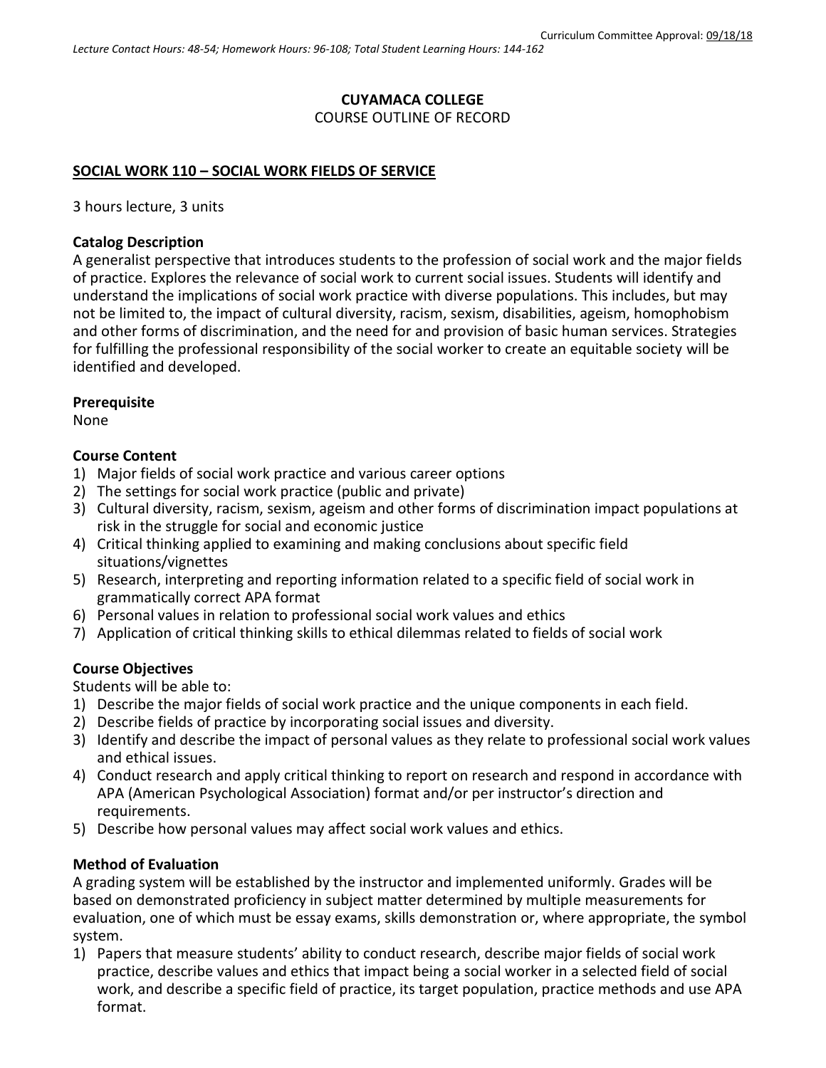Curriculum Committee Approval: 09/18/18

*Lecture Contact Hours: 48-54; Homework Hours: 96-108; Total Student Learning Hours: 144-162*

**CUYAMACA COLLEGE**

COURSE OUTLINE OF RECORD

**SOCIAL WORK 110 – SOCIAL WORK FIELDS OF SERVICE**

3 hours lecture, 3 units

**Catalog Description**

A generalist perspective that introduces students to the profession of social work and the major fields of practice. Explores the relevance of social work to current social issues. Students will identify and understand the implications of social work practice with diverse populations. This includes, but may not be limited to, the impact of cultural diversity, racism, sexism, disabilities, ageism, homophobism and other forms of discrimination, and the need for and provision of basic human services. Strategies for fulfilling the professional responsibility of the social worker to create an equitable society will be identified and developed.

**Prerequisite**

None

**Course Content**

1) Major fields of social work practice and various career options
2) The settings for social work practice (public and private)
3) Cultural diversity, racism, sexism, ageism and other forms of discrimination impact populations at risk in the struggle for social and economic justice
4) Critical thinking applied to examining and making conclusions about specific field situations/vignettes
5) Research, interpreting and reporting information related to a specific field of social work in grammatically correct APA format
6) Personal values in relation to professional social work values and ethics
7) Application of critical thinking skills to ethical dilemmas related to fields of social work

**Course Objectives**

Students will be able to:

1) Describe the major fields of social work practice and the unique components in each field.
2) Describe fields of practice by incorporating social issues and diversity.
3) Identify and describe the impact of personal values as they relate to professional social work values and ethical issues.
4) Conduct research and apply critical thinking to report on research and respond in accordance with APA (American Psychological Association) format and/or per instructor's direction and requirements.
5) Describe how personal values may affect social work values and ethics.

**Method of Evaluation**

A grading system will be established by the instructor and implemented uniformly. Grades will be based on demonstrated proficiency in subject matter determined by multiple measurements for evaluation, one of which must be essay exams, skills demonstration or, where appropriate, the symbol system.

1) Papers that measure students' ability to conduct research, describe major fields of social work practice, describe values and ethics that impact being a social worker in a selected field of social work, and describe a specific field of practice, its target population, practice methods and use APA format.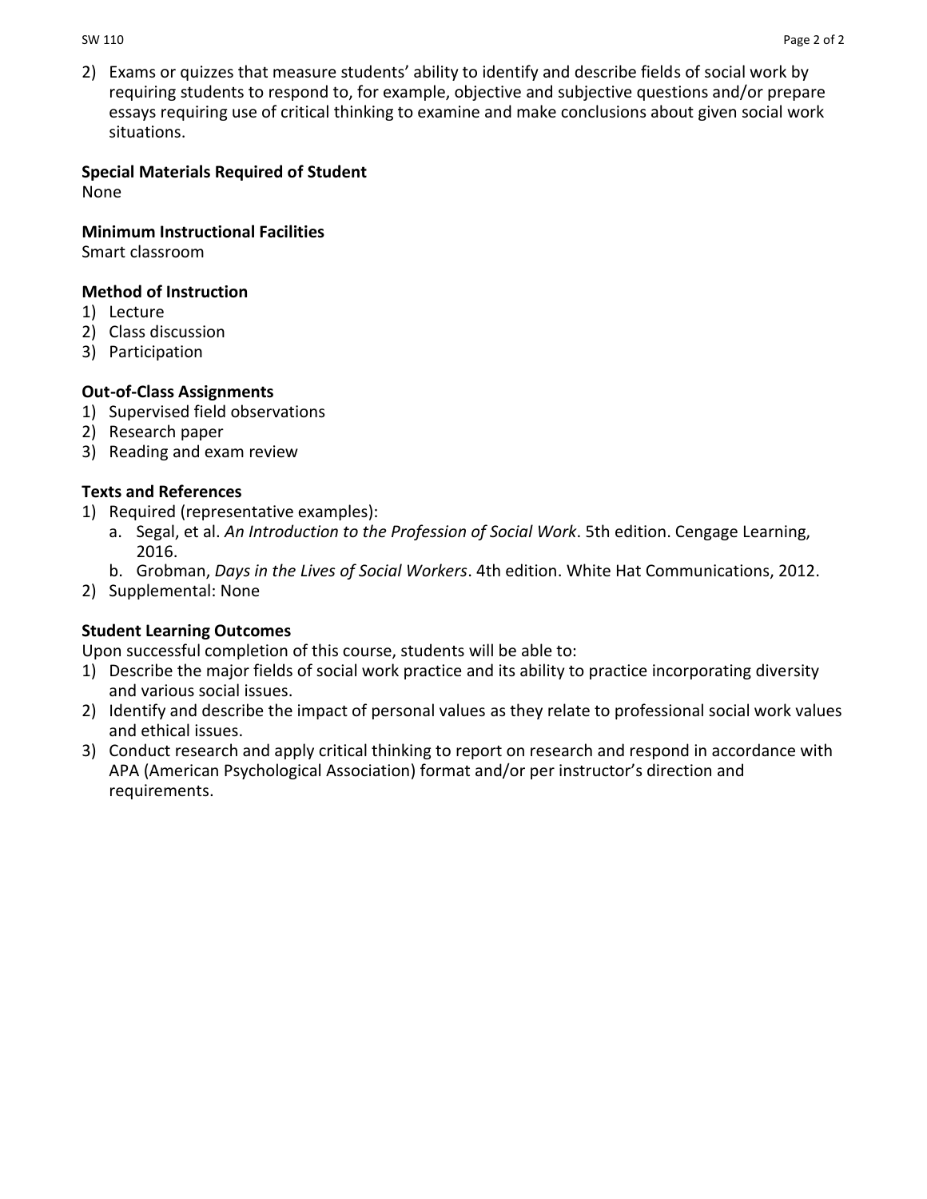2) Exams or quizzes that measure students' ability to identify and describe fields of social work by requiring students to respond to, for example, objective and subjective questions and/or prepare essays requiring use of critical thinking to examine and make conclusions about given social work situations.

**Special Materials Required of Student**
None

**Minimum Instructional Facilities**
Smart classroom

**Method of Instruction**
1) Lecture
2) Class discussion
3) Participation

**Out-of-Class Assignments**
1) Supervised field observations
2) Research paper
3) Reading and exam review

**Texts and References**
1) Required (representative examples):
   a. Segal, et al. *An Introduction to the Profession of Social Work*. 5th edition. Cengage Learning, 2016.
   b. Grobman, *Days in the Lives of Social Workers*. 4th edition. White Hat Communications, 2012.
2) Supplemental: None

**Student Learning Outcomes**
Upon successful completion of this course, students will be able to:
1) Describe the major fields of social work practice and its ability to practice incorporating diversity and various social issues.
2) Identify and describe the impact of personal values as they relate to professional social work values and ethical issues.
3) Conduct research and apply critical thinking to report on research and respond in accordance with APA (American Psychological Association) format and/or per instructor's direction and requirements.